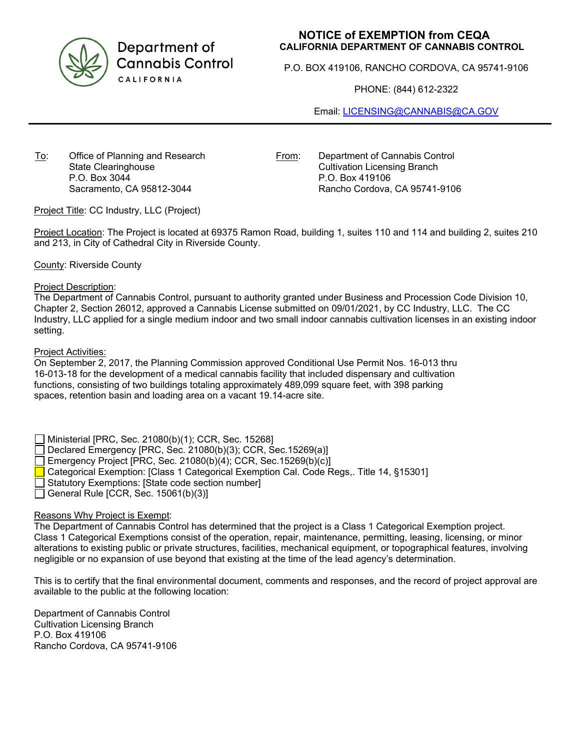Department of Cannabis Control
CALIFORNIA

# NOTICE of EXEMPTION from CEQA

**CALIFORNIA DEPARTMENT OF CANNABIS CONTROL**

P.O. BOX 419106, RANCHO CORDOVA, CA 95741-9106

PHONE: (844) 612-2322

Email: LICENSING@CANNABIS@CA.GOV

---

To: Office of Planning and Research
State Clearinghouse
P.O. Box 3044
Sacramento, CA 95812-3044

From: Department of Cannabis Control
Cultivation Licensing Branch
P.O. Box 419106
Rancho Cordova, CA 95741-9106

Project Title: CC Industry, LLC (Project)

Project Location: The Project is located at 69375 Ramon Road, building 1, suites 110 and 114 and building 2, suites 210 and 213, in City of Cathedral City in Riverside County.

County: Riverside County

Project Description:
The Department of Cannabis Control, pursuant to authority granted under Business and Procession Code Division 10, Chapter 2, Section 26012, approved a Cannabis License submitted on 09/01/2021, by CC Industry, LLC. The CC Industry, LLC applied for a single medium indoor and two small indoor cannabis cultivation licenses in an existing indoor setting.

Project Activities:
On September 2, 2017, the Planning Commission approved Conditional Use Permit Nos. 16-013 thru 16-013-18 for the development of a medical cannabis facility that included dispensary and cultivation functions, consisting of two buildings totaling approximately 489,099 square feet, with 398 parking spaces, retention basin and loading area on a vacant 19.14-acre site.

- ☐ Ministerial [PRC, Sec. 21080(b)(1); CCR, Sec. 15268]
- ☐ Declared Emergency [PRC, Sec. 21080(b)(3); CCR, Sec.15269(a)]
- ☐ Emergency Project [PRC, Sec. 21080(b)(4); CCR, Sec.15269(b)(c)]
- ☒ Categorical Exemption: [Class 1 Categorical Exemption Cal. Code Regs,. Title 14, §15301]
- ☐ Statutory Exemptions: [State code section number]
- ☐ General Rule [CCR, Sec. 15061(b)(3)]

Reasons Why Project is Exempt:
The Department of Cannabis Control has determined that the project is a Class 1 Categorical Exemption project. Class 1 Categorical Exemptions consist of the operation, repair, maintenance, permitting, leasing, licensing, or minor alterations to existing public or private structures, facilities, mechanical equipment, or topographical features, involving negligible or no expansion of use beyond that existing at the time of the lead agency's determination.

This is to certify that the final environmental document, comments and responses, and the record of project approval are available to the public at the following location:

Department of Cannabis Control
Cultivation Licensing Branch
P.O. Box 419106
Rancho Cordova, CA 95741-9106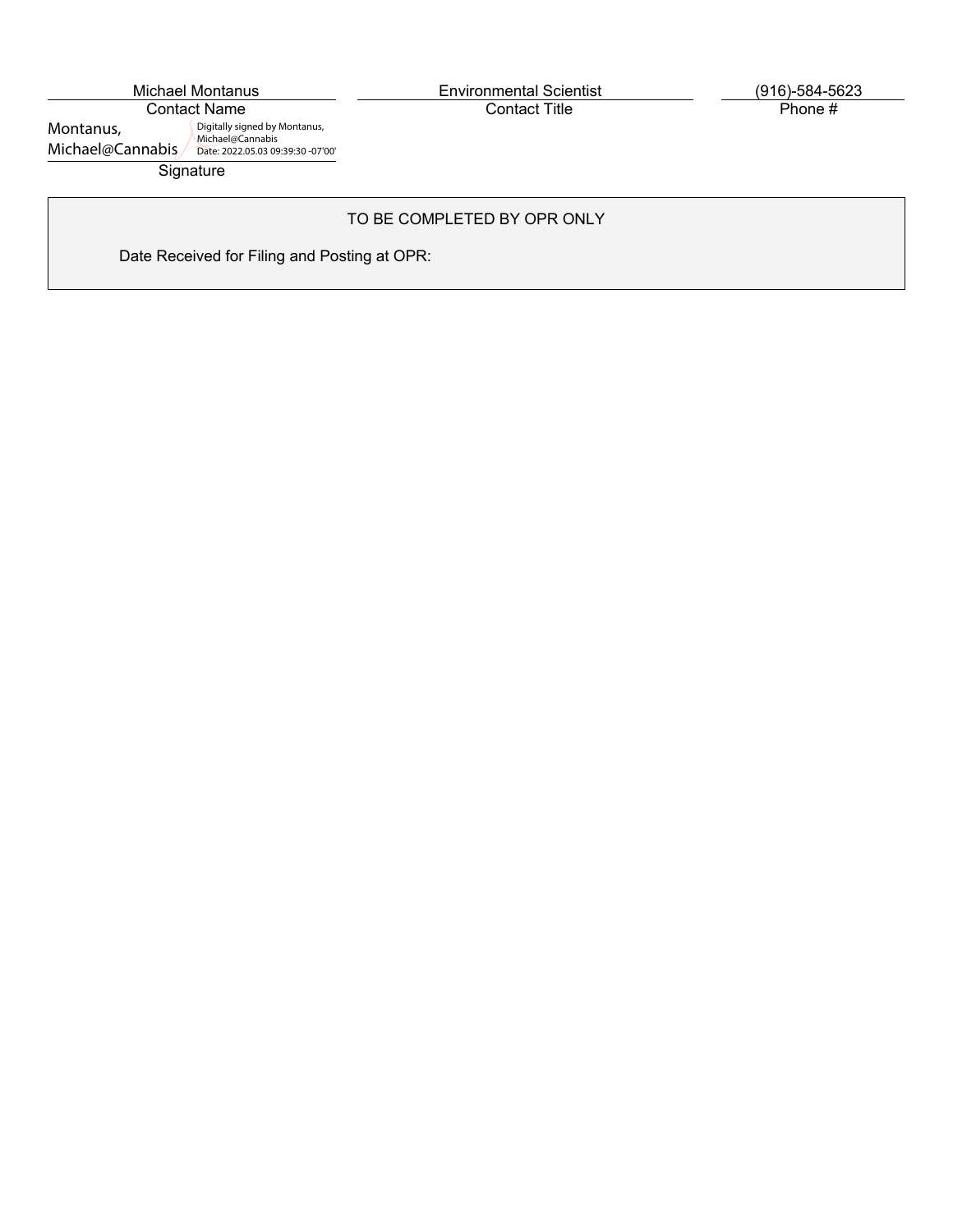| | | |
|---|---|---|
| Michael Montanus | Environmental Scientist | (916)-584-5623 |
| Contact Name | Contact Title | Phone # |

Montanus, Michael@Cannabis — Digitally signed by Montanus, Michael@Cannabis Date: 2022.05.03 09:39:30 -07'00'

Signature

TO BE COMPLETED BY OPR ONLY

Date Received for Filing and Posting at OPR: